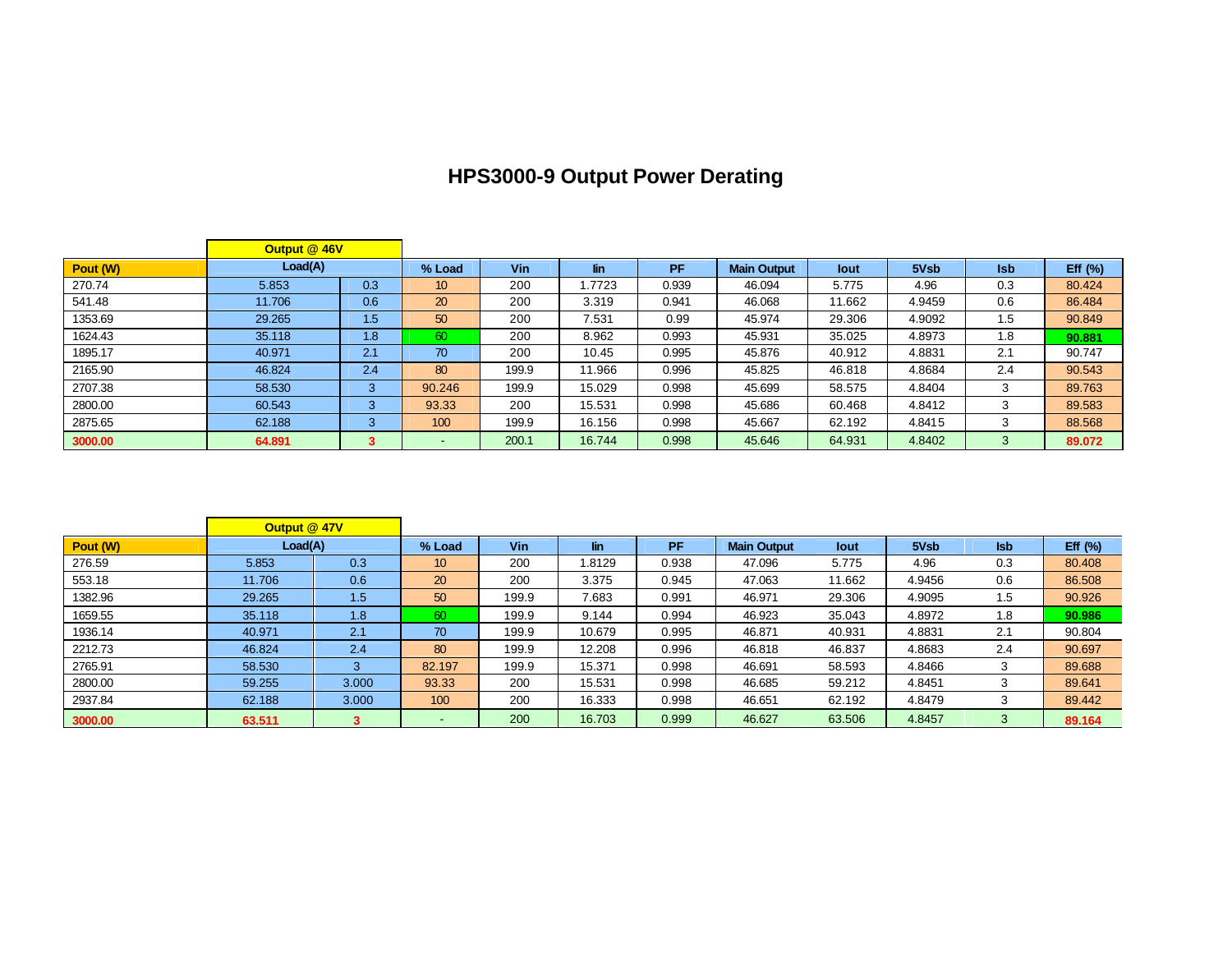# HPS3000-9 Output Power Derating

| Pout (W) | Output @ 46V Load(A) | | % Load | Vin | Iin | PF | Main Output | Iout | 5Vsb | Isb | Eff (%) |
|---|---|---|---|---|---|---|---|---|---|---|---|
| 270.74 | 5.853 | 0.3 | 10 | 200 | 1.7723 | 0.939 | 46.094 | 5.775 | 4.96 | 0.3 | 80.424 |
| 541.48 | 11.706 | 0.6 | 20 | 200 | 3.319 | 0.941 | 46.068 | 11.662 | 4.9459 | 0.6 | 86.484 |
| 1353.69 | 29.265 | 1.5 | 50 | 200 | 7.531 | 0.99 | 45.974 | 29.306 | 4.9092 | 1.5 | 90.849 |
| 1624.43 | 35.118 | 1.8 | 60 | 200 | 8.962 | 0.993 | 45.931 | 35.025 | 4.8973 | 1.8 | **90.881** |
| 1895.17 | 40.971 | 2.1 | 70 | 200 | 10.45 | 0.995 | 45.876 | 40.912 | 4.8831 | 2.1 | 90.747 |
| 2165.90 | 46.824 | 2.4 | 80 | 199.9 | 11.966 | 0.996 | 45.825 | 46.818 | 4.8684 | 2.4 | 90.543 |
| 2707.38 | 58.530 | 3 | 90.246 | 199.9 | 15.029 | 0.998 | 45.699 | 58.575 | 4.8404 | 3 | 89.763 |
| 2800.00 | 60.543 | 3 | 93.33 | 200 | 15.531 | 0.998 | 45.686 | 60.468 | 4.8412 | 3 | 89.583 |
| 2875.65 | 62.188 | 3 | 100 | 199.9 | 16.156 | 0.998 | 45.667 | 62.192 | 4.8415 | 3 | 88.568 |
| **3000.00** | **64.891** | **3** | - | 200.1 | 16.744 | 0.998 | 45.646 | 64.931 | 4.8402 | 3 | **89.072** |

| Pout (W) | Output @ 47V Load(A) | | % Load | Vin | Iin | PF | Main Output | Iout | 5Vsb | Isb | Eff (%) |
|---|---|---|---|---|---|---|---|---|---|---|---|
| 276.59 | 5.853 | 0.3 | 10 | 200 | 1.8129 | 0.938 | 47.096 | 5.775 | 4.96 | 0.3 | 80.408 |
| 553.18 | 11.706 | 0.6 | 20 | 200 | 3.375 | 0.945 | 47.063 | 11.662 | 4.9456 | 0.6 | 86.508 |
| 1382.96 | 29.265 | 1.5 | 50 | 199.9 | 7.683 | 0.991 | 46.971 | 29.306 | 4.9095 | 1.5 | 90.926 |
| 1659.55 | 35.118 | 1.8 | 60 | 199.9 | 9.144 | 0.994 | 46.923 | 35.043 | 4.8972 | 1.8 | **90.986** |
| 1936.14 | 40.971 | 2.1 | 70 | 199.9 | 10.679 | 0.995 | 46.871 | 40.931 | 4.8831 | 2.1 | 90.804 |
| 2212.73 | 46.824 | 2.4 | 80 | 199.9 | 12.208 | 0.996 | 46.818 | 46.837 | 4.8683 | 2.4 | 90.697 |
| 2765.91 | 58.530 | 3 | 82.197 | 199.9 | 15.371 | 0.998 | 46.691 | 58.593 | 4.8466 | 3 | 89.688 |
| 2800.00 | 59.255 | 3.000 | 93.33 | 200 | 15.531 | 0.998 | 46.685 | 59.212 | 4.8451 | 3 | 89.641 |
| 2937.84 | 62.188 | 3.000 | 100 | 200 | 16.333 | 0.998 | 46.651 | 62.192 | 4.8479 | 3 | 89.442 |
| **3000.00** | **63.511** | **3** | - | 200 | 16.703 | 0.999 | 46.627 | 63.506 | 4.8457 | 3 | **89.164** |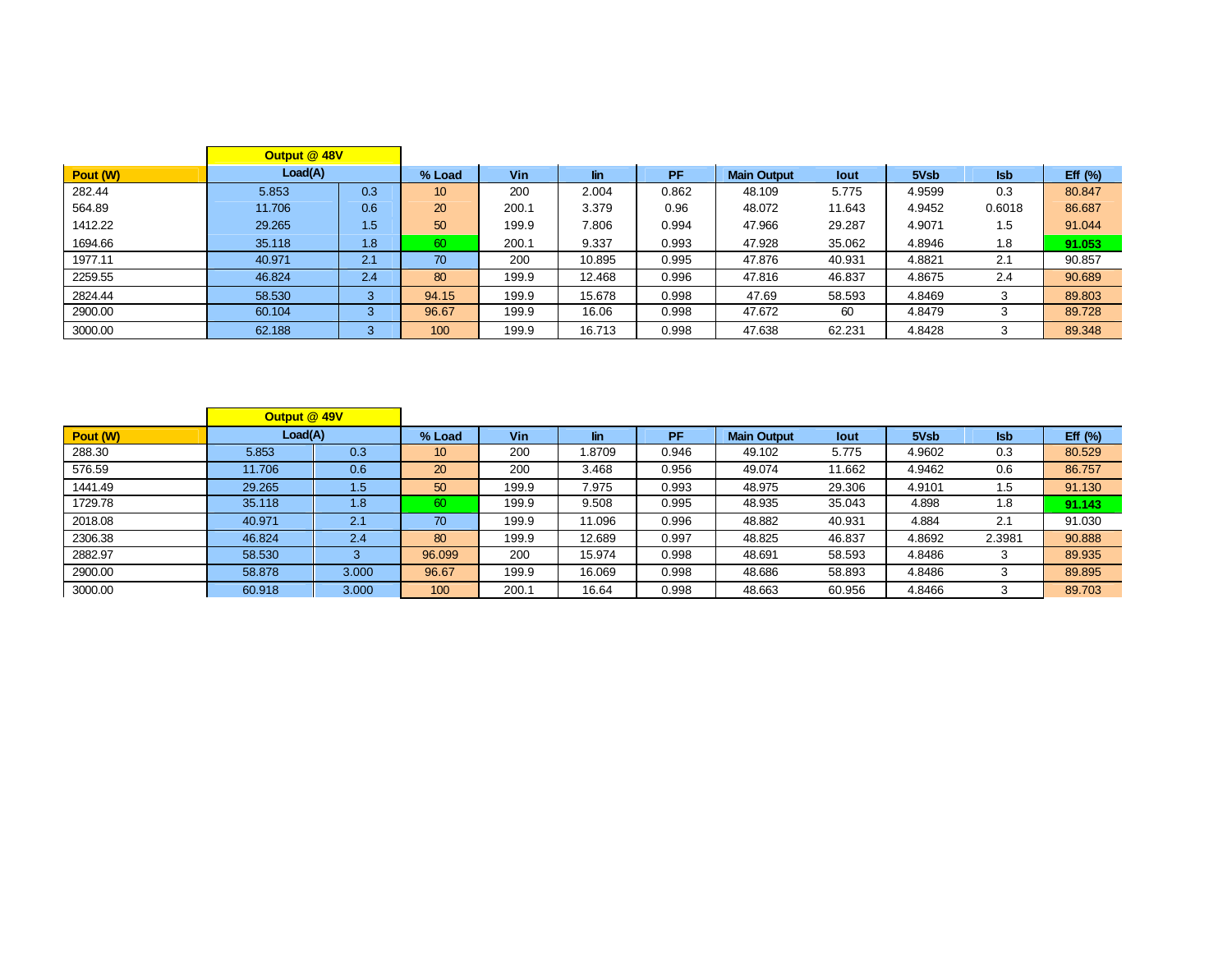| Pout (W) | Output @ 48V Load(A) | | % Load | Vin | Iin | PF | Main Output | Iout | 5Vsb | Isb | Eff (%) |
|---|---|---|---|---|---|---|---|---|---|---|---|
| 282.44 | 5.853 | 0.3 | 10 | 200 | 2.004 | 0.862 | 48.109 | 5.775 | 4.9599 | 0.3 | 80.847 |
| 564.89 | 11.706 | 0.6 | 20 | 200.1 | 3.379 | 0.96 | 48.072 | 11.643 | 4.9452 | 0.6018 | 86.687 |
| 1412.22 | 29.265 | 1.5 | 50 | 199.9 | 7.806 | 0.994 | 47.966 | 29.287 | 4.9071 | 1.5 | 91.044 |
| 1694.66 | 35.118 | 1.8 | 60 | 200.1 | 9.337 | 0.993 | 47.928 | 35.062 | 4.8946 | 1.8 | **91.053** |
| 1977.11 | 40.971 | 2.1 | 70 | 200 | 10.895 | 0.995 | 47.876 | 40.931 | 4.8821 | 2.1 | 90.857 |
| 2259.55 | 46.824 | 2.4 | 80 | 199.9 | 12.468 | 0.996 | 47.816 | 46.837 | 4.8675 | 2.4 | 90.689 |
| 2824.44 | 58.530 | 3 | 94.15 | 199.9 | 15.678 | 0.998 | 47.69 | 58.593 | 4.8469 | 3 | 89.803 |
| 2900.00 | 60.104 | 3 | 96.67 | 199.9 | 16.06 | 0.998 | 47.672 | 60 | 4.8479 | 3 | 89.728 |
| 3000.00 | 62.188 | 3 | 100 | 199.9 | 16.713 | 0.998 | 47.638 | 62.231 | 4.8428 | 3 | 89.348 |

| Pout (W) | Output @ 49V Load(A) | | % Load | Vin | Iin | PF | Main Output | Iout | 5Vsb | Isb | Eff (%) |
|---|---|---|---|---|---|---|---|---|---|---|---|
| 288.30 | 5.853 | 0.3 | 10 | 200 | 1.8709 | 0.946 | 49.102 | 5.775 | 4.9602 | 0.3 | 80.529 |
| 576.59 | 11.706 | 0.6 | 20 | 200 | 3.468 | 0.956 | 49.074 | 11.662 | 4.9462 | 0.6 | 86.757 |
| 1441.49 | 29.265 | 1.5 | 50 | 199.9 | 7.975 | 0.993 | 48.975 | 29.306 | 4.9101 | 1.5 | 91.130 |
| 1729.78 | 35.118 | 1.8 | 60 | 199.9 | 9.508 | 0.995 | 48.935 | 35.043 | 4.898 | 1.8 | **91.143** |
| 2018.08 | 40.971 | 2.1 | 70 | 199.9 | 11.096 | 0.996 | 48.882 | 40.931 | 4.884 | 2.1 | 91.030 |
| 2306.38 | 46.824 | 2.4 | 80 | 199.9 | 12.689 | 0.997 | 48.825 | 46.837 | 4.8692 | 2.3981 | 90.888 |
| 2882.97 | 58.530 | 3 | 96.099 | 200 | 15.974 | 0.998 | 48.691 | 58.593 | 4.8486 | 3 | 89.935 |
| 2900.00 | 58.878 | 3.000 | 96.67 | 199.9 | 16.069 | 0.998 | 48.686 | 58.893 | 4.8486 | 3 | 89.895 |
| 3000.00 | 60.918 | 3.000 | 100 | 200.1 | 16.64 | 0.998 | 48.663 | 60.956 | 4.8466 | 3 | 89.703 |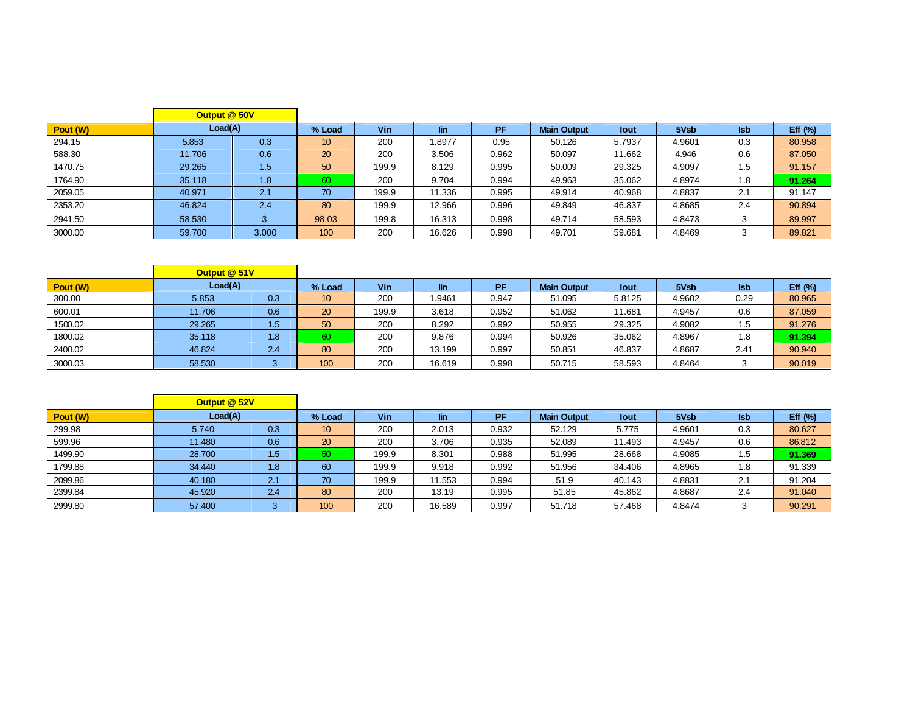| Pout (W) | Output @ 50V Load(A) | | % Load | Vin | Iin | PF | Main Output | Iout | 5Vsb | Isb | Eff (%) |
|---|---|---|---|---|---|---|---|---|---|---|---|
| 294.15 | 5.853 | 0.3 | 10 | 200 | 1.8977 | 0.95 | 50.126 | 5.7937 | 4.9601 | 0.3 | 80.958 |
| 588.30 | 11.706 | 0.6 | 20 | 200 | 3.506 | 0.962 | 50.097 | 11.662 | 4.946 | 0.6 | 87.050 |
| 1470.75 | 29.265 | 1.5 | 50 | 199.9 | 8.129 | 0.995 | 50.009 | 29.325 | 4.9097 | 1.5 | 91.157 |
| 1764.90 | 35.118 | 1.8 | 60 | 200 | 9.704 | 0.994 | 49.963 | 35.062 | 4.8974 | 1.8 | **91.264** |
| 2059.05 | 40.971 | 2.1 | 70 | 199.9 | 11.336 | 0.995 | 49.914 | 40.968 | 4.8837 | 2.1 | 91.147 |
| 2353.20 | 46.824 | 2.4 | 80 | 199.9 | 12.966 | 0.996 | 49.849 | 46.837 | 4.8685 | 2.4 | 90.894 |
| 2941.50 | 58.530 | 3 | 98.03 | 199.8 | 16.313 | 0.998 | 49.714 | 58.593 | 4.8473 | 3 | 89.997 |
| 3000.00 | 59.700 | 3.000 | 100 | 200 | 16.626 | 0.998 | 49.701 | 59.681 | 4.8469 | 3 | 89.821 |

| Pout (W) | Output @ 51V Load(A) | | % Load | Vin | Iin | PF | Main Output | Iout | 5Vsb | Isb | Eff (%) |
|---|---|---|---|---|---|---|---|---|---|---|---|
| 300.00 | 5.853 | 0.3 | 10 | 200 | 1.9461 | 0.947 | 51.095 | 5.8125 | 4.9602 | 0.29 | 80.965 |
| 600.01 | 11.706 | 0.6 | 20 | 199.9 | 3.618 | 0.952 | 51.062 | 11.681 | 4.9457 | 0.6 | 87.059 |
| 1500.02 | 29.265 | 1.5 | 50 | 200 | 8.292 | 0.992 | 50.955 | 29.325 | 4.9082 | 1.5 | 91.276 |
| 1800.02 | 35.118 | 1.8 | 60 | 200 | 9.876 | 0.994 | 50.926 | 35.062 | 4.8967 | 1.8 | **91.394** |
| 2400.02 | 46.824 | 2.4 | 80 | 200 | 13.199 | 0.997 | 50.851 | 46.837 | 4.8687 | 2.41 | 90.940 |
| 3000.03 | 58.530 | 3 | 100 | 200 | 16.619 | 0.998 | 50.715 | 58.593 | 4.8464 | 3 | 90.019 |

| Pout (W) | Output @ 52V Load(A) | | % Load | Vin | Iin | PF | Main Output | Iout | 5Vsb | Isb | Eff (%) |
|---|---|---|---|---|---|---|---|---|---|---|---|
| 299.98 | 5.740 | 0.3 | 10 | 200 | 2.013 | 0.932 | 52.129 | 5.775 | 4.9601 | 0.3 | 80.627 |
| 599.96 | 11.480 | 0.6 | 20 | 200 | 3.706 | 0.935 | 52.089 | 11.493 | 4.9457 | 0.6 | 86.812 |
| 1499.90 | 28.700 | 1.5 | 50 | 199.9 | 8.301 | 0.988 | 51.995 | 28.668 | 4.9085 | 1.5 | **91.369** |
| 1799.88 | 34.440 | 1.8 | 60 | 199.9 | 9.918 | 0.992 | 51.956 | 34.406 | 4.8965 | 1.8 | 91.339 |
| 2099.86 | 40.180 | 2.1 | 70 | 199.9 | 11.553 | 0.994 | 51.9 | 40.143 | 4.8831 | 2.1 | 91.204 |
| 2399.84 | 45.920 | 2.4 | 80 | 200 | 13.19 | 0.995 | 51.85 | 45.862 | 4.8687 | 2.4 | 91.040 |
| 2999.80 | 57.400 | 3 | 100 | 200 | 16.589 | 0.997 | 51.718 | 57.468 | 4.8474 | 3 | 90.291 |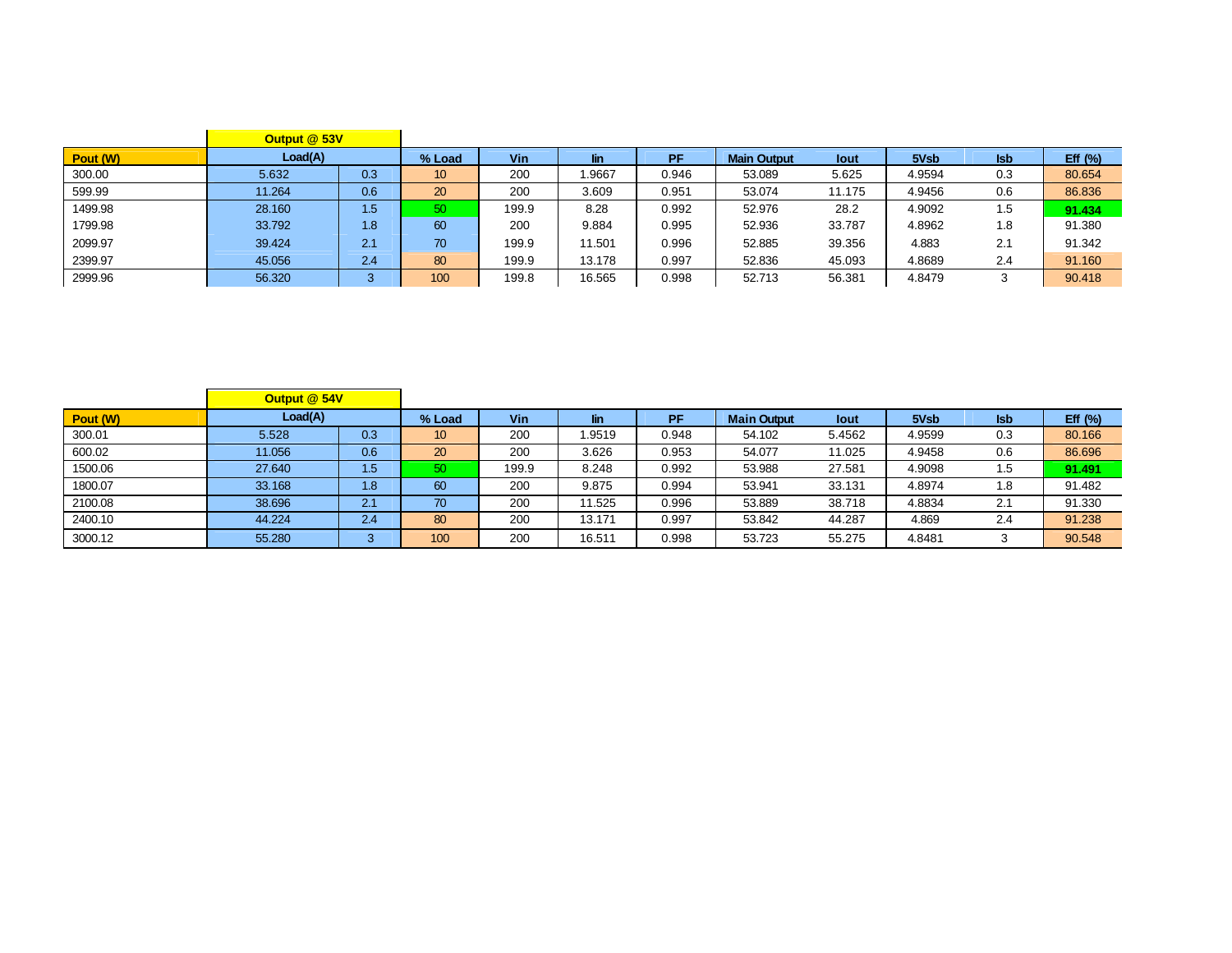| Pout (W) | Output @ 53V Load(A) | | % Load | Vin | Iin | PF | Main Output | Iout | 5Vsb | Isb | Eff (%) |
|---|---|---|---|---|---|---|---|---|---|---|---|
| 300.00 | 5.632 | 0.3 | 10 | 200 | 1.9667 | 0.946 | 53.089 | 5.625 | 4.9594 | 0.3 | 80.654 |
| 599.99 | 11.264 | 0.6 | 20 | 200 | 3.609 | 0.951 | 53.074 | 11.175 | 4.9456 | 0.6 | 86.836 |
| 1499.98 | 28.160 | 1.5 | 50 | 199.9 | 8.28 | 0.992 | 52.976 | 28.2 | 4.9092 | 1.5 | **91.434** |
| 1799.98 | 33.792 | 1.8 | 60 | 200 | 9.884 | 0.995 | 52.936 | 33.787 | 4.8962 | 1.8 | 91.380 |
| 2099.97 | 39.424 | 2.1 | 70 | 199.9 | 11.501 | 0.996 | 52.885 | 39.356 | 4.883 | 2.1 | 91.342 |
| 2399.97 | 45.056 | 2.4 | 80 | 199.9 | 13.178 | 0.997 | 52.836 | 45.093 | 4.8689 | 2.4 | 91.160 |
| 2999.96 | 56.320 | 3 | 100 | 199.8 | 16.565 | 0.998 | 52.713 | 56.381 | 4.8479 | 3 | 90.418 |

| Pout (W) | Output @ 54V Load(A) | | % Load | Vin | Iin | PF | Main Output | Iout | 5Vsb | Isb | Eff (%) |
|---|---|---|---|---|---|---|---|---|---|---|---|
| 300.01 | 5.528 | 0.3 | 10 | 200 | 1.9519 | 0.948 | 54.102 | 5.4562 | 4.9599 | 0.3 | 80.166 |
| 600.02 | 11.056 | 0.6 | 20 | 200 | 3.626 | 0.953 | 54.077 | 11.025 | 4.9458 | 0.6 | 86.696 |
| 1500.06 | 27.640 | 1.5 | 50 | 199.9 | 8.248 | 0.992 | 53.988 | 27.581 | 4.9098 | 1.5 | **91.491** |
| 1800.07 | 33.168 | 1.8 | 60 | 200 | 9.875 | 0.994 | 53.941 | 33.131 | 4.8974 | 1.8 | 91.482 |
| 2100.08 | 38.696 | 2.1 | 70 | 200 | 11.525 | 0.996 | 53.889 | 38.718 | 4.8834 | 2.1 | 91.330 |
| 2400.10 | 44.224 | 2.4 | 80 | 200 | 13.171 | 0.997 | 53.842 | 44.287 | 4.869 | 2.4 | 91.238 |
| 3000.12 | 55.280 | 3 | 100 | 200 | 16.511 | 0.998 | 53.723 | 55.275 | 4.8481 | 3 | 90.548 |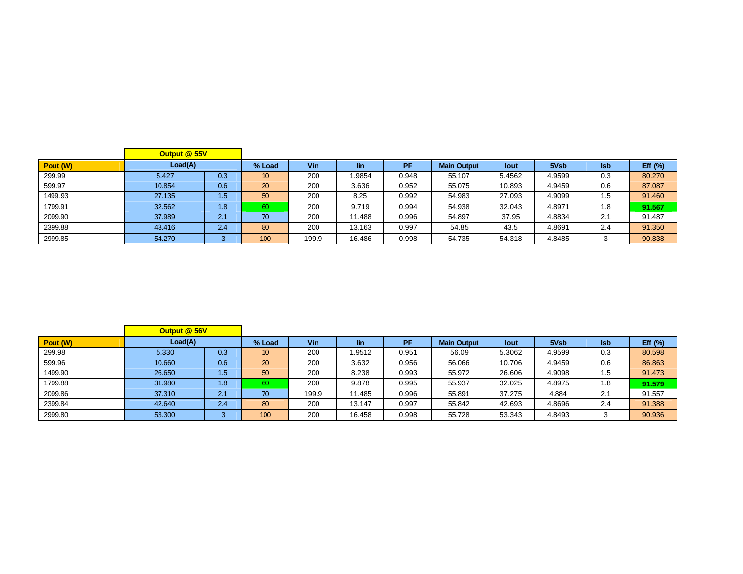| | Output @ 55V | | | | | | | | | | |
|---|---|---|---|---|---|---|---|---|---|---|---|
| Pout (W) | Load(A) | | % Load | Vin | Iin | PF | Main Output | Iout | 5Vsb | Isb | Eff (%) |
| 299.99 | 5.427 | 0.3 | 10 | 200 | 1.9854 | 0.948 | 55.107 | 5.4562 | 4.9599 | 0.3 | 80.270 |
| 599.97 | 10.854 | 0.6 | 20 | 200 | 3.636 | 0.952 | 55.075 | 10.893 | 4.9459 | 0.6 | 87.087 |
| 1499.93 | 27.135 | 1.5 | 50 | 200 | 8.25 | 0.992 | 54.983 | 27.093 | 4.9099 | 1.5 | 91.460 |
| 1799.91 | 32.562 | 1.8 | 60 | 200 | 9.719 | 0.994 | 54.938 | 32.043 | 4.8971 | 1.8 | **91.567** |
| 2099.90 | 37.989 | 2.1 | 70 | 200 | 11.488 | 0.996 | 54.897 | 37.95 | 4.8834 | 2.1 | 91.487 |
| 2399.88 | 43.416 | 2.4 | 80 | 200 | 13.163 | 0.997 | 54.85 | 43.5 | 4.8691 | 2.4 | 91.350 |
| 2999.85 | 54.270 | 3 | 100 | 199.9 | 16.486 | 0.998 | 54.735 | 54.318 | 4.8485 | 3 | 90.838 |

| | Output @ 56V | | | | | | | | | | |
|---|---|---|---|---|---|---|---|---|---|---|---|
| Pout (W) | Load(A) | | % Load | Vin | Iin | PF | Main Output | Iout | 5Vsb | Isb | Eff (%) |
| 299.98 | 5.330 | 0.3 | 10 | 200 | 1.9512 | 0.951 | 56.09 | 5.3062 | 4.9599 | 0.3 | 80.598 |
| 599.96 | 10.660 | 0.6 | 20 | 200 | 3.632 | 0.956 | 56.066 | 10.706 | 4.9459 | 0.6 | 86.863 |
| 1499.90 | 26.650 | 1.5 | 50 | 200 | 8.238 | 0.993 | 55.972 | 26.606 | 4.9098 | 1.5 | 91.473 |
| 1799.88 | 31.980 | 1.8 | 60 | 200 | 9.878 | 0.995 | 55.937 | 32.025 | 4.8975 | 1.8 | **91.579** |
| 2099.86 | 37.310 | 2.1 | 70 | 199.9 | 11.485 | 0.996 | 55.891 | 37.275 | 4.884 | 2.1 | 91.557 |
| 2399.84 | 42.640 | 2.4 | 80 | 200 | 13.147 | 0.997 | 55.842 | 42.693 | 4.8696 | 2.4 | 91.388 |
| 2999.80 | 53.300 | 3 | 100 | 200 | 16.458 | 0.998 | 55.728 | 53.343 | 4.8493 | 3 | 90.936 |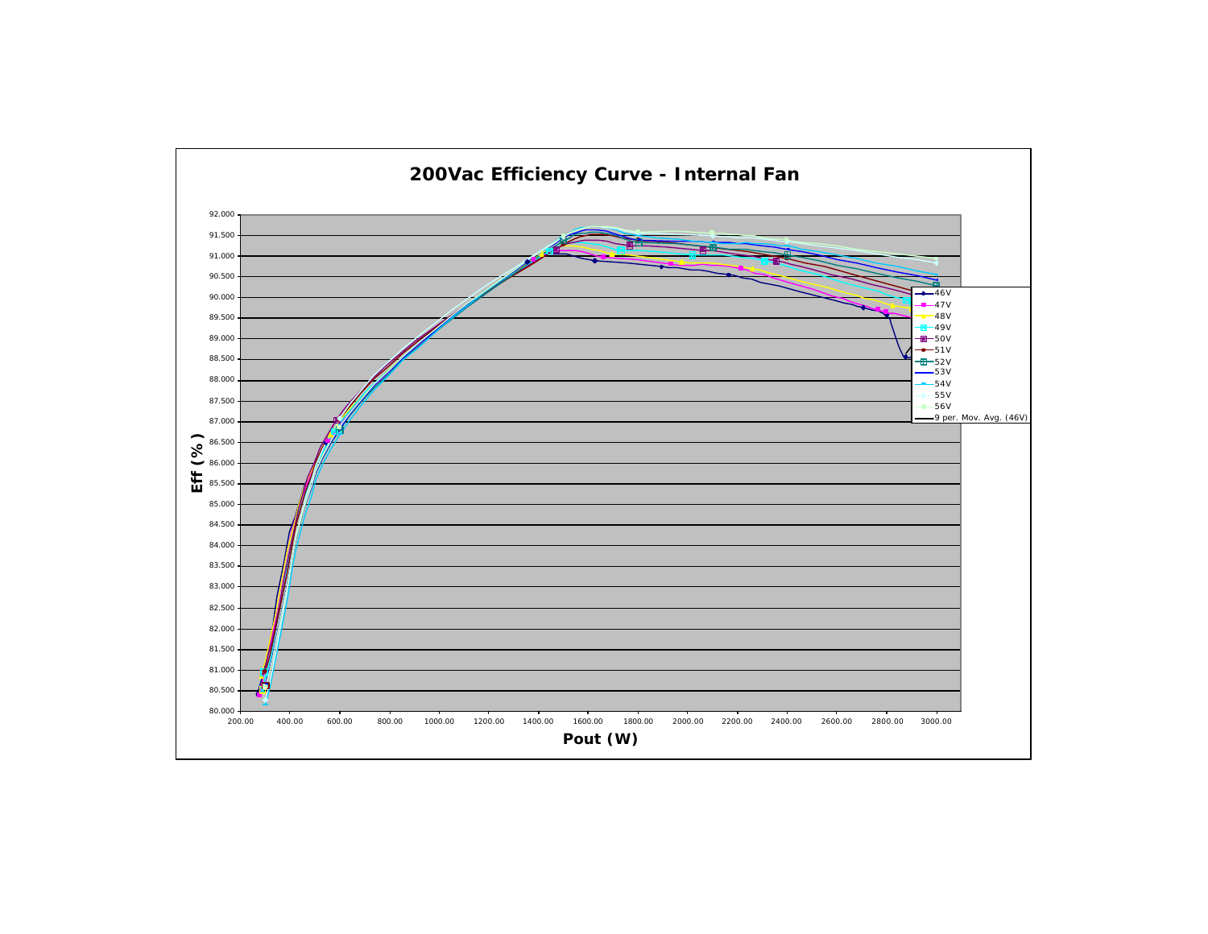# 200Vac Efficiency Curve - Internal Fan

Eff (%)

92.000
91.500
91.000
90.500
90.000
89.500
89.000
88.500
88.000
87.500
87.000
86.500
86.000
85.500
85.000
84.500
84.000
83.500
83.000
82.500
82.000
81.500
81.000
80.500
80.000

200.00 400.00 600.00 800.00 1000.00 1200.00 1400.00 1600.00 1800.00 2000.00 2200.00 2400.00 2600.00 2800.00 3000.00

Pout (W)

46V
47V
48V
49V
50V
51V
52V
53V
54V
55V
56V
9 per. Mov. Avg. (46V)